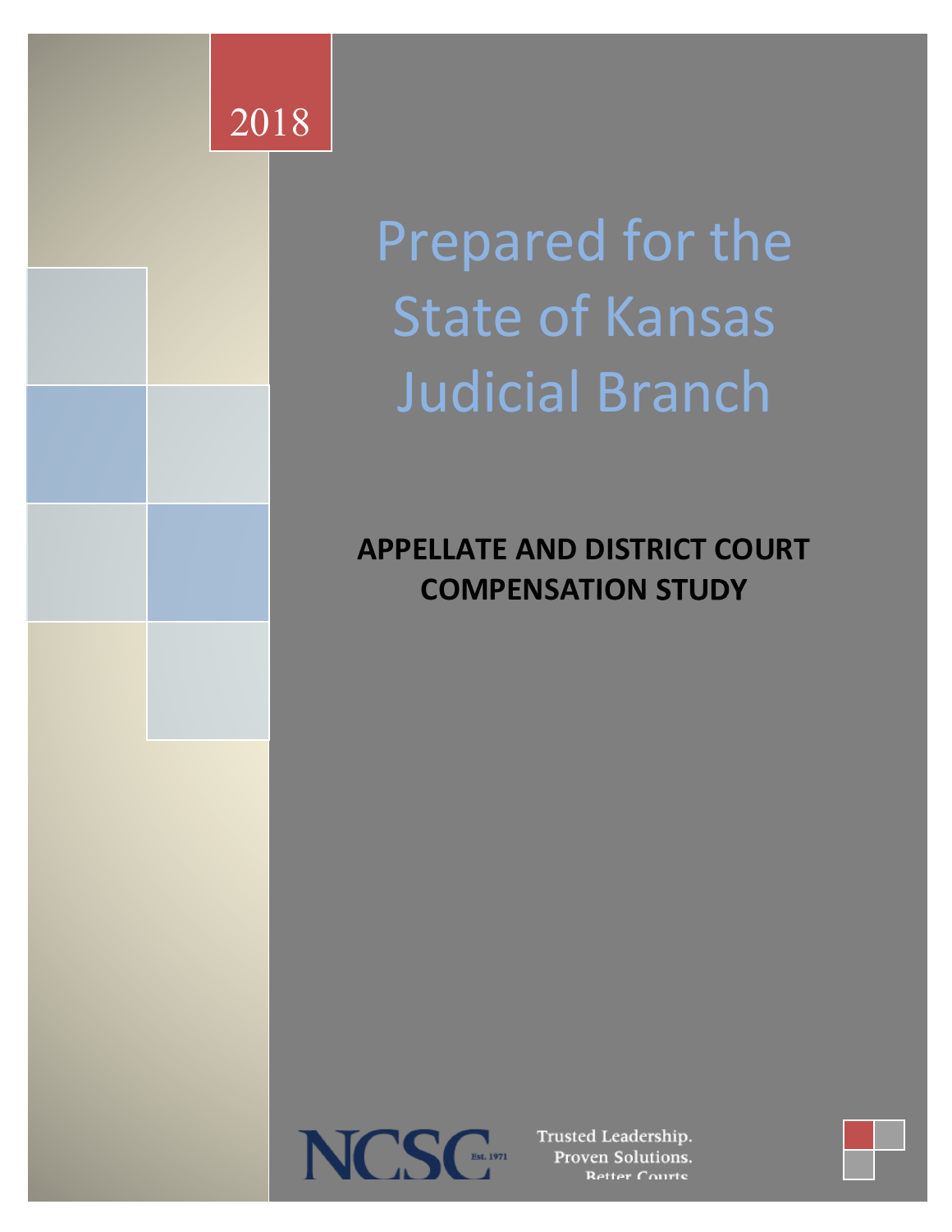2018

# Prepared for the State of Kansas Judicial Branch

## APPELLATE AND DISTRICT COURT COMPENSATION STUDY

NCSC Est. 1971

Trusted Leadership.
Proven Solutions.
Better Courts.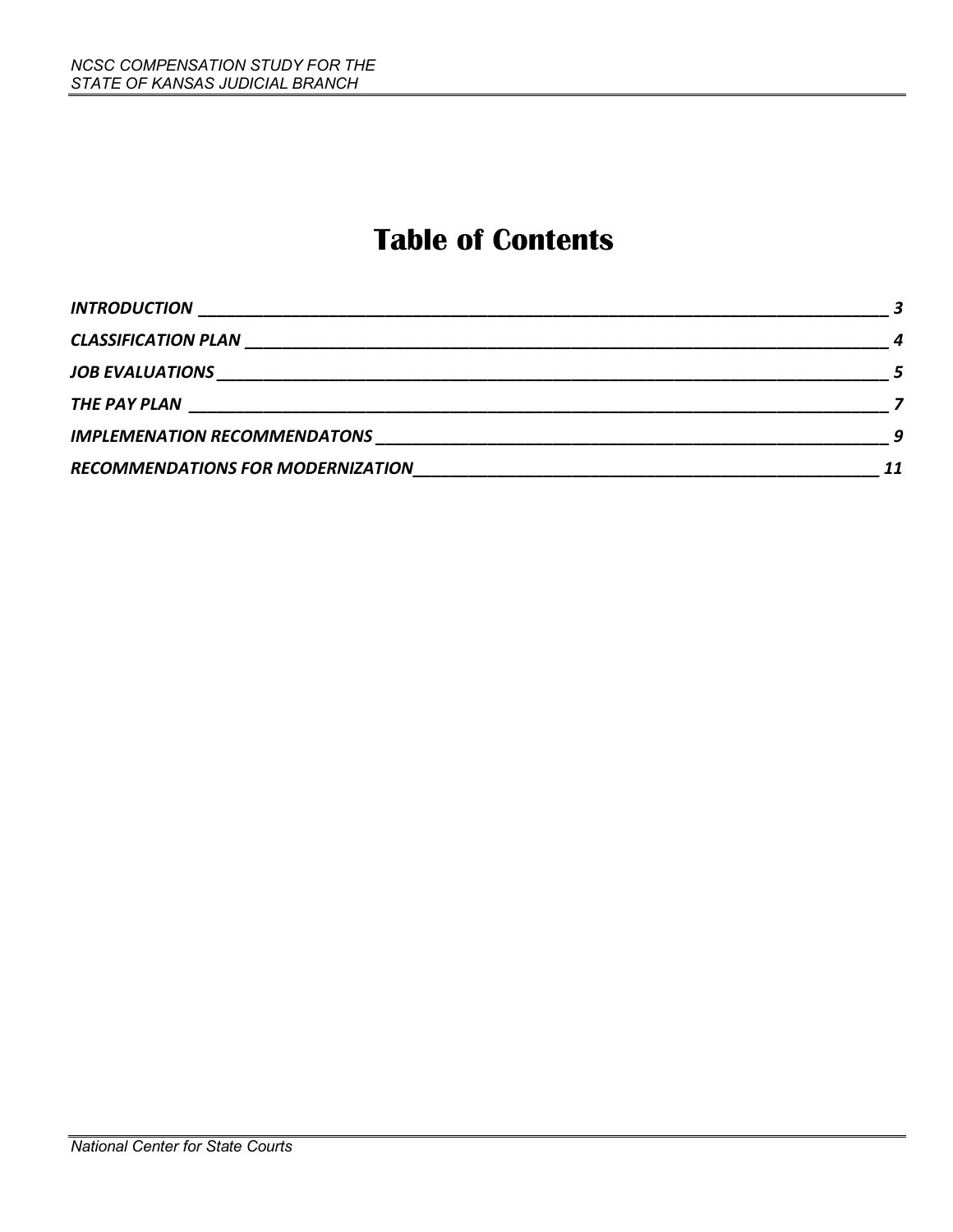# Table of Contents

*INTRODUCTION* _____ *3*

*CLASSIFICATION PLAN* _____ *4*

*JOB EVALUATIONS* _____ *5*

*THE PAY PLAN* _____ *7*

*IMPLEMENATION RECOMMENDATONS* _____ *9*

*RECOMMENDATIONS FOR MODERNIZATION* _____ *11*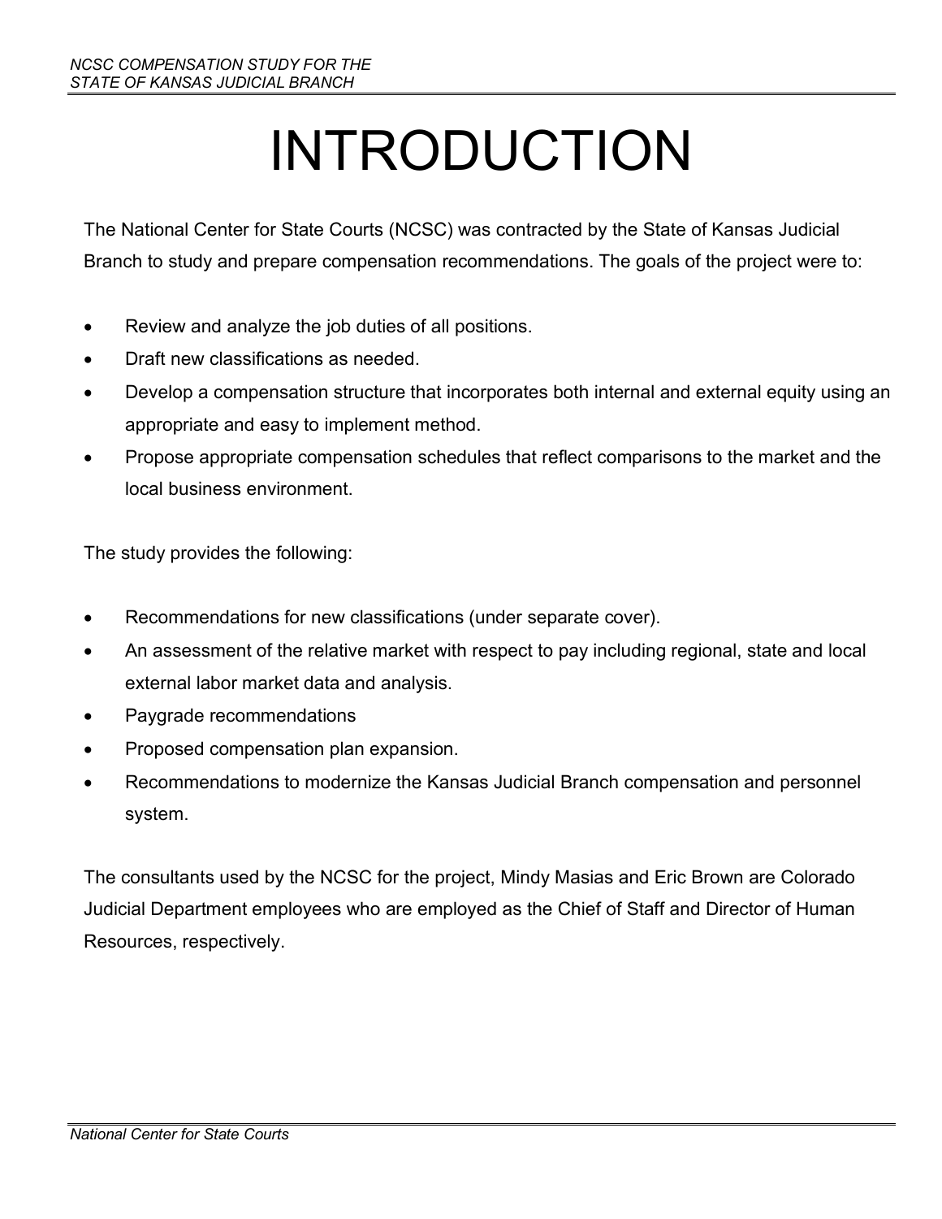# INTRODUCTION

The National Center for State Courts (NCSC) was contracted by the State of Kansas Judicial Branch to study and prepare compensation recommendations. The goals of the project were to:

- Review and analyze the job duties of all positions.
- Draft new classifications as needed.
- Develop a compensation structure that incorporates both internal and external equity using an appropriate and easy to implement method.
- Propose appropriate compensation schedules that reflect comparisons to the market and the local business environment.

The study provides the following:

- Recommendations for new classifications (under separate cover).
- An assessment of the relative market with respect to pay including regional, state and local external labor market data and analysis.
- Paygrade recommendations
- Proposed compensation plan expansion.
- Recommendations to modernize the Kansas Judicial Branch compensation and personnel system.

The consultants used by the NCSC for the project, Mindy Masias and Eric Brown are Colorado Judicial Department employees who are employed as the Chief of Staff and Director of Human Resources, respectively.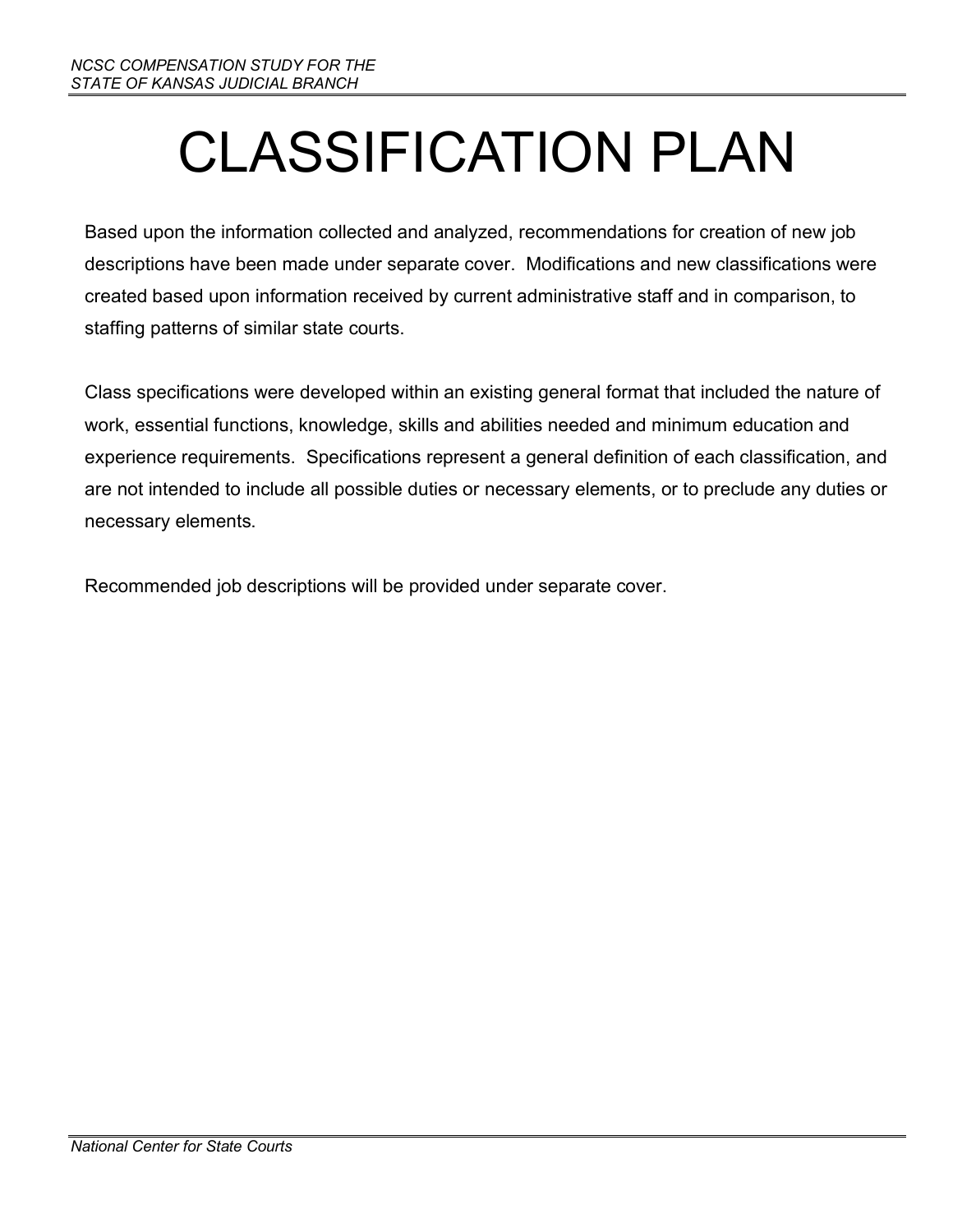# CLASSIFICATION PLAN

Based upon the information collected and analyzed, recommendations for creation of new job descriptions have been made under separate cover. Modifications and new classifications were created based upon information received by current administrative staff and in comparison, to staffing patterns of similar state courts.

Class specifications were developed within an existing general format that included the nature of work, essential functions, knowledge, skills and abilities needed and minimum education and experience requirements. Specifications represent a general definition of each classification, and are not intended to include all possible duties or necessary elements, or to preclude any duties or necessary elements.

Recommended job descriptions will be provided under separate cover.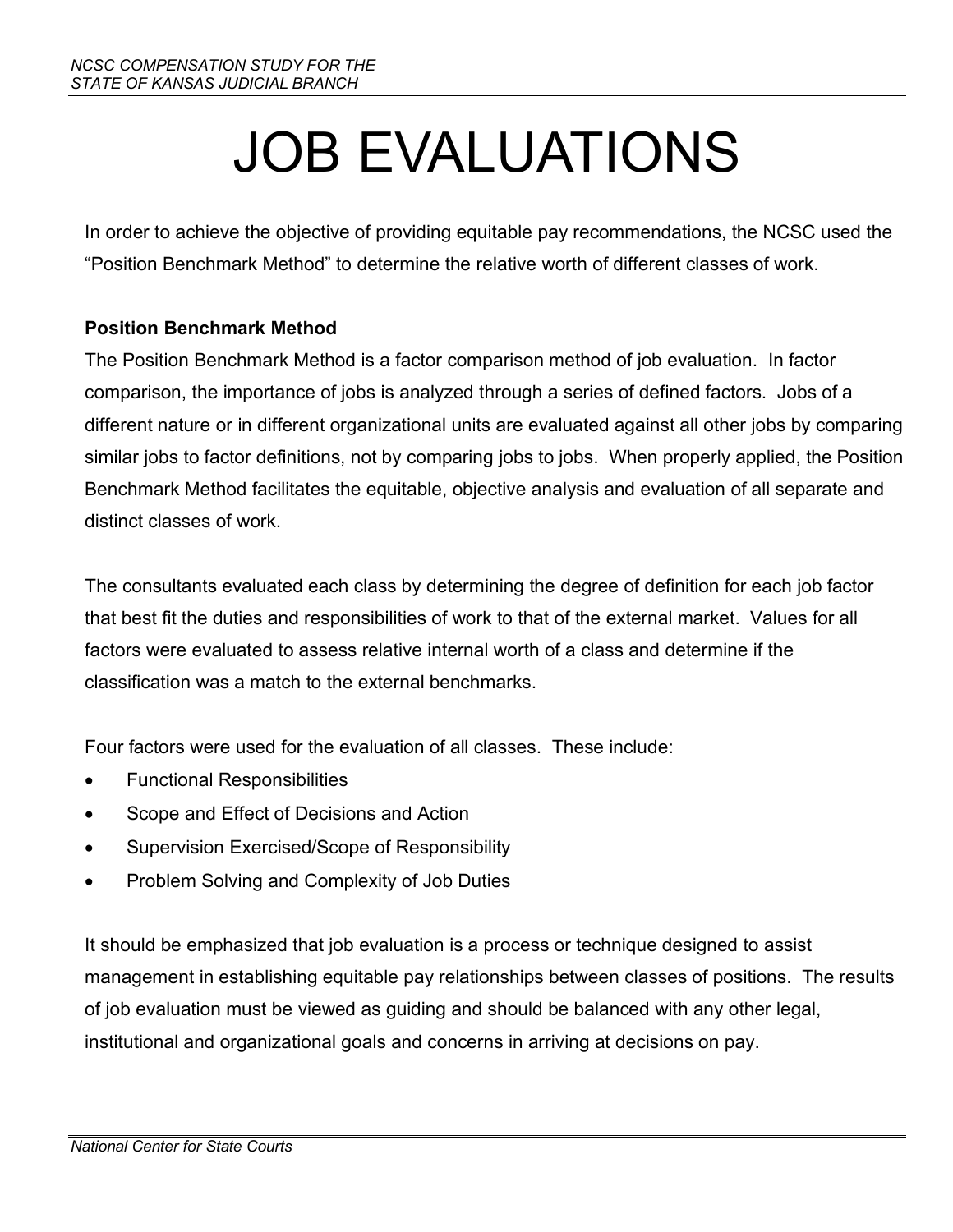# JOB EVALUATIONS

In order to achieve the objective of providing equitable pay recommendations, the NCSC used the "Position Benchmark Method" to determine the relative worth of different classes of work.

**Position Benchmark Method**

The Position Benchmark Method is a factor comparison method of job evaluation. In factor comparison, the importance of jobs is analyzed through a series of defined factors. Jobs of a different nature or in different organizational units are evaluated against all other jobs by comparing similar jobs to factor definitions, not by comparing jobs to jobs. When properly applied, the Position Benchmark Method facilitates the equitable, objective analysis and evaluation of all separate and distinct classes of work.

The consultants evaluated each class by determining the degree of definition for each job factor that best fit the duties and responsibilities of work to that of the external market. Values for all factors were evaluated to assess relative internal worth of a class and determine if the classification was a match to the external benchmarks.

Four factors were used for the evaluation of all classes. These include:

- Functional Responsibilities
- Scope and Effect of Decisions and Action
- Supervision Exercised/Scope of Responsibility
- Problem Solving and Complexity of Job Duties

It should be emphasized that job evaluation is a process or technique designed to assist management in establishing equitable pay relationships between classes of positions. The results of job evaluation must be viewed as guiding and should be balanced with any other legal, institutional and organizational goals and concerns in arriving at decisions on pay.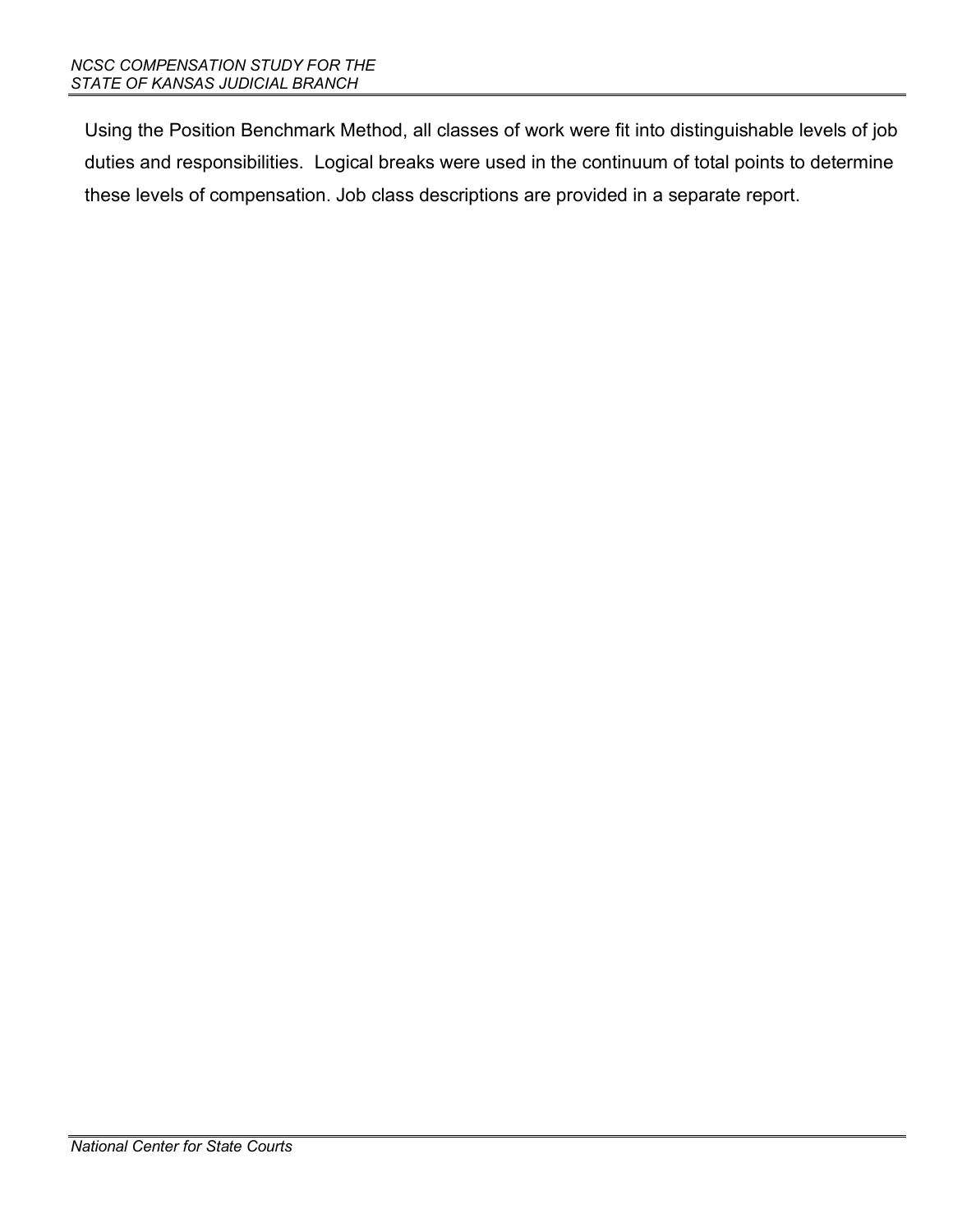Using the Position Benchmark Method, all classes of work were fit into distinguishable levels of job duties and responsibilities. Logical breaks were used in the continuum of total points to determine these levels of compensation. Job class descriptions are provided in a separate report.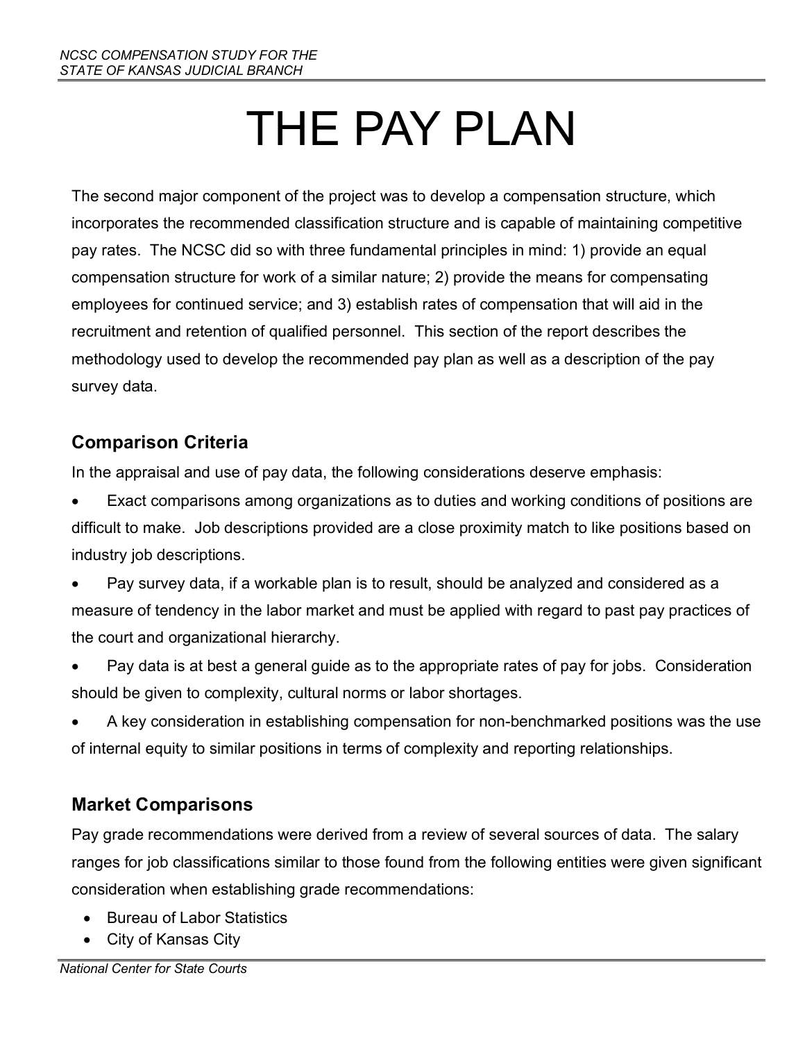# THE PAY PLAN

The second major component of the project was to develop a compensation structure, which incorporates the recommended classification structure and is capable of maintaining competitive pay rates. The NCSC did so with three fundamental principles in mind: 1) provide an equal compensation structure for work of a similar nature; 2) provide the means for compensating employees for continued service; and 3) establish rates of compensation that will aid in the recruitment and retention of qualified personnel. This section of the report describes the methodology used to develop the recommended pay plan as well as a description of the pay survey data.

## Comparison Criteria

In the appraisal and use of pay data, the following considerations deserve emphasis:

- Exact comparisons among organizations as to duties and working conditions of positions are difficult to make. Job descriptions provided are a close proximity match to like positions based on industry job descriptions.
- Pay survey data, if a workable plan is to result, should be analyzed and considered as a measure of tendency in the labor market and must be applied with regard to past pay practices of the court and organizational hierarchy.
- Pay data is at best a general guide as to the appropriate rates of pay for jobs. Consideration should be given to complexity, cultural norms or labor shortages.
- A key consideration in establishing compensation for non-benchmarked positions was the use of internal equity to similar positions in terms of complexity and reporting relationships.

## Market Comparisons

Pay grade recommendations were derived from a review of several sources of data. The salary ranges for job classifications similar to those found from the following entities were given significant consideration when establishing grade recommendations:

- Bureau of Labor Statistics
- City of Kansas City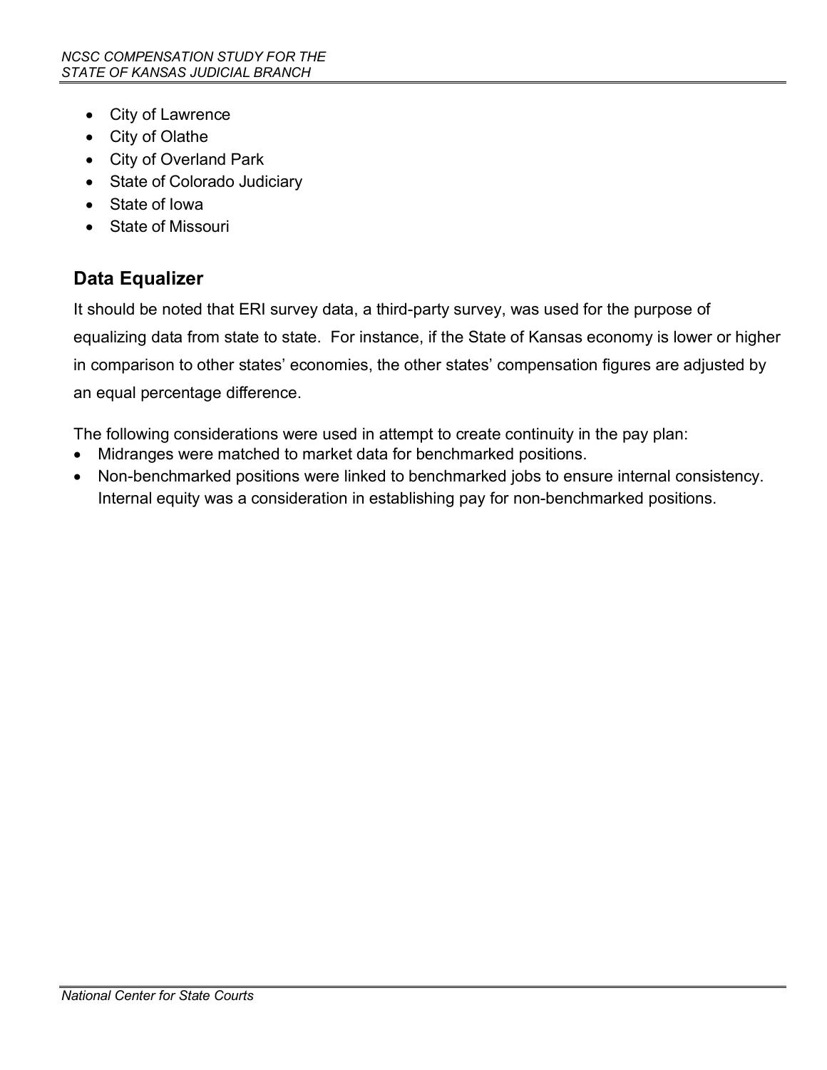- City of Lawrence
- City of Olathe
- City of Overland Park
- State of Colorado Judiciary
- State of Iowa
- State of Missouri

## Data Equalizer

It should be noted that ERI survey data, a third-party survey, was used for the purpose of equalizing data from state to state. For instance, if the State of Kansas economy is lower or higher in comparison to other states' economies, the other states' compensation figures are adjusted by an equal percentage difference.

The following considerations were used in attempt to create continuity in the pay plan:

- Midranges were matched to market data for benchmarked positions.
- Non-benchmarked positions were linked to benchmarked jobs to ensure internal consistency. Internal equity was a consideration in establishing pay for non-benchmarked positions.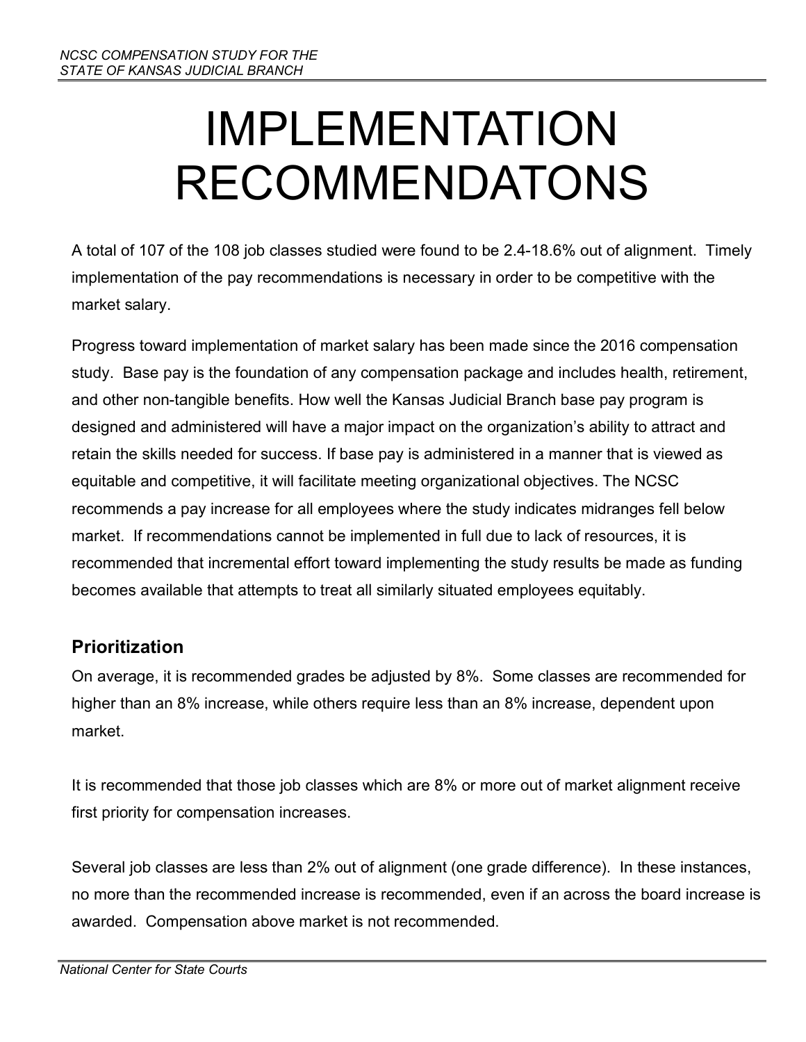# IMPLEMENTATION RECOMMENDATONS

A total of 107 of the 108 job classes studied were found to be 2.4-18.6% out of alignment. Timely implementation of the pay recommendations is necessary in order to be competitive with the market salary.

Progress toward implementation of market salary has been made since the 2016 compensation study. Base pay is the foundation of any compensation package and includes health, retirement, and other non-tangible benefits. How well the Kansas Judicial Branch base pay program is designed and administered will have a major impact on the organization's ability to attract and retain the skills needed for success. If base pay is administered in a manner that is viewed as equitable and competitive, it will facilitate meeting organizational objectives. The NCSC recommends a pay increase for all employees where the study indicates midranges fell below market. If recommendations cannot be implemented in full due to lack of resources, it is recommended that incremental effort toward implementing the study results be made as funding becomes available that attempts to treat all similarly situated employees equitably.

## Prioritization

On average, it is recommended grades be adjusted by 8%. Some classes are recommended for higher than an 8% increase, while others require less than an 8% increase, dependent upon market.

It is recommended that those job classes which are 8% or more out of market alignment receive first priority for compensation increases.

Several job classes are less than 2% out of alignment (one grade difference). In these instances, no more than the recommended increase is recommended, even if an across the board increase is awarded. Compensation above market is not recommended.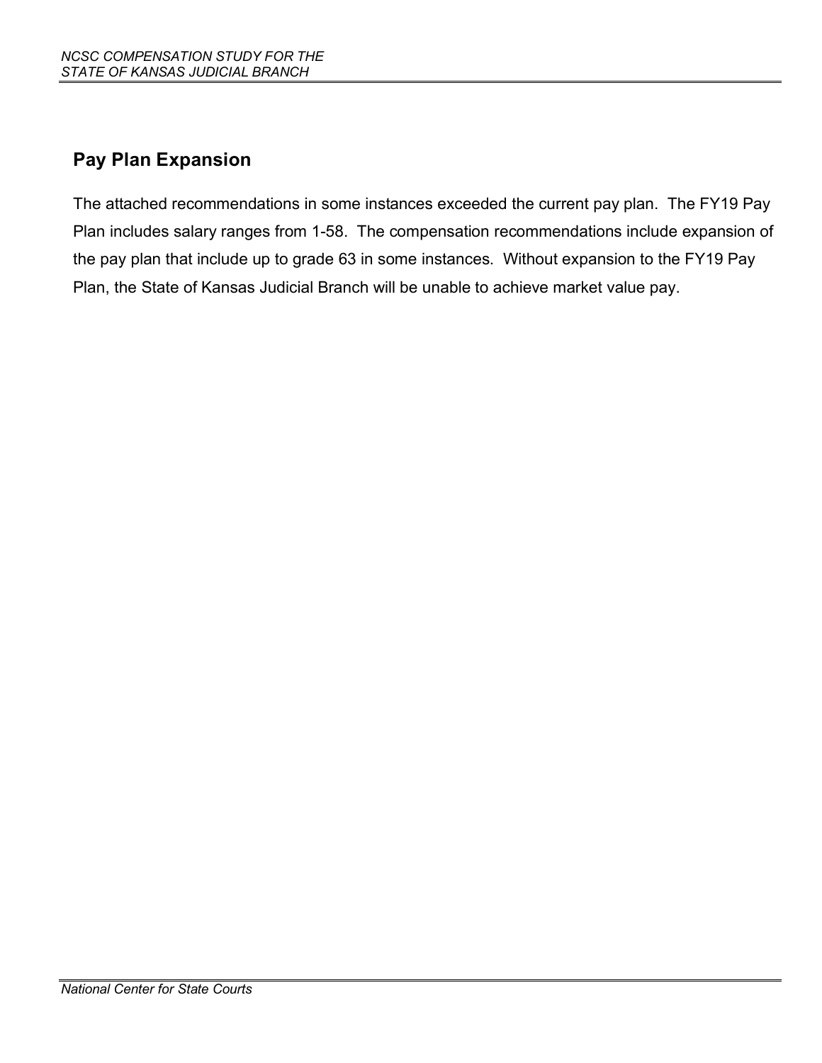## Pay Plan Expansion

The attached recommendations in some instances exceeded the current pay plan. The FY19 Pay Plan includes salary ranges from 1-58. The compensation recommendations include expansion of the pay plan that include up to grade 63 in some instances. Without expansion to the FY19 Pay Plan, the State of Kansas Judicial Branch will be unable to achieve market value pay.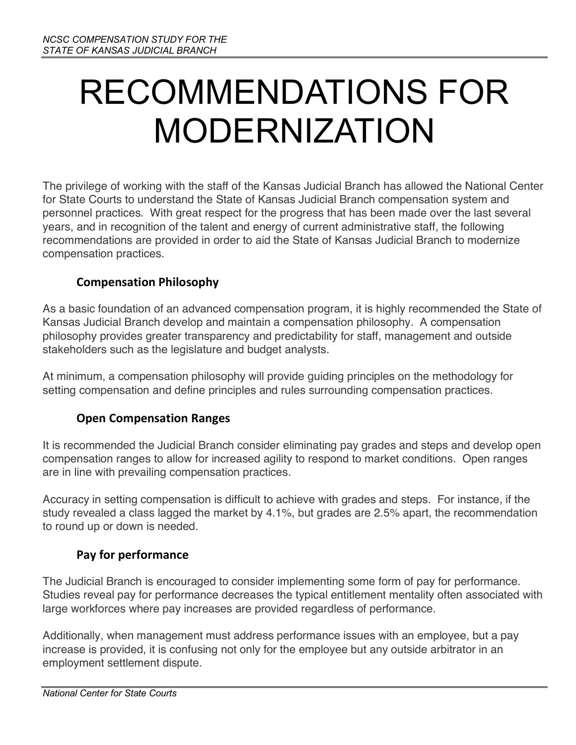# RECOMMENDATIONS FOR MODERNIZATION

The privilege of working with the staff of the Kansas Judicial Branch has allowed the National Center for State Courts to understand the State of Kansas Judicial Branch compensation system and personnel practices. With great respect for the progress that has been made over the last several years, and in recognition of the talent and energy of current administrative staff, the following recommendations are provided in order to aid the State of Kansas Judicial Branch to modernize compensation practices.

### Compensation Philosophy

As a basic foundation of an advanced compensation program, it is highly recommended the State of Kansas Judicial Branch develop and maintain a compensation philosophy. A compensation philosophy provides greater transparency and predictability for staff, management and outside stakeholders such as the legislature and budget analysts.

At minimum, a compensation philosophy will provide guiding principles on the methodology for setting compensation and define principles and rules surrounding compensation practices.

### Open Compensation Ranges

It is recommended the Judicial Branch consider eliminating pay grades and steps and develop open compensation ranges to allow for increased agility to respond to market conditions. Open ranges are in line with prevailing compensation practices.

Accuracy in setting compensation is difficult to achieve with grades and steps. For instance, if the study revealed a class lagged the market by 4.1%, but grades are 2.5% apart, the recommendation to round up or down is needed.

### Pay for performance

The Judicial Branch is encouraged to consider implementing some form of pay for performance. Studies reveal pay for performance decreases the typical entitlement mentality often associated with large workforces where pay increases are provided regardless of performance.

Additionally, when management must address performance issues with an employee, but a pay increase is provided, it is confusing not only for the employee but any outside arbitrator in an employment settlement dispute.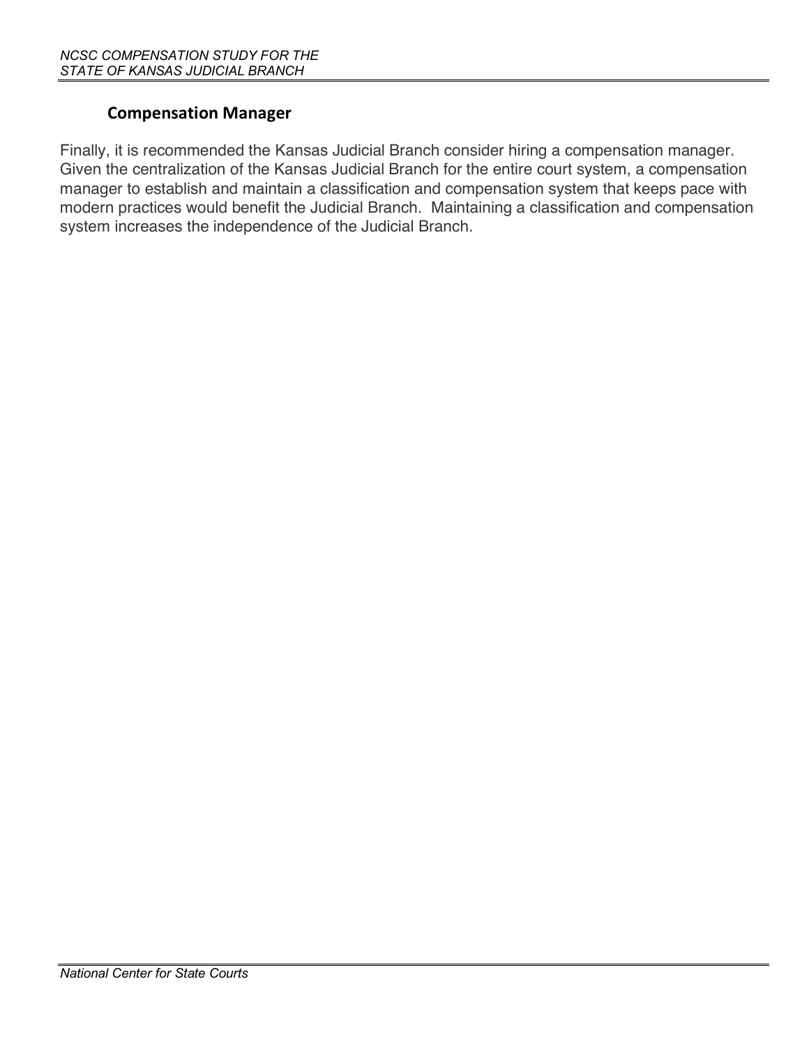## Compensation Manager

Finally, it is recommended the Kansas Judicial Branch consider hiring a compensation manager. Given the centralization of the Kansas Judicial Branch for the entire court system, a compensation manager to establish and maintain a classification and compensation system that keeps pace with modern practices would benefit the Judicial Branch. Maintaining a classification and compensation system increases the independence of the Judicial Branch.